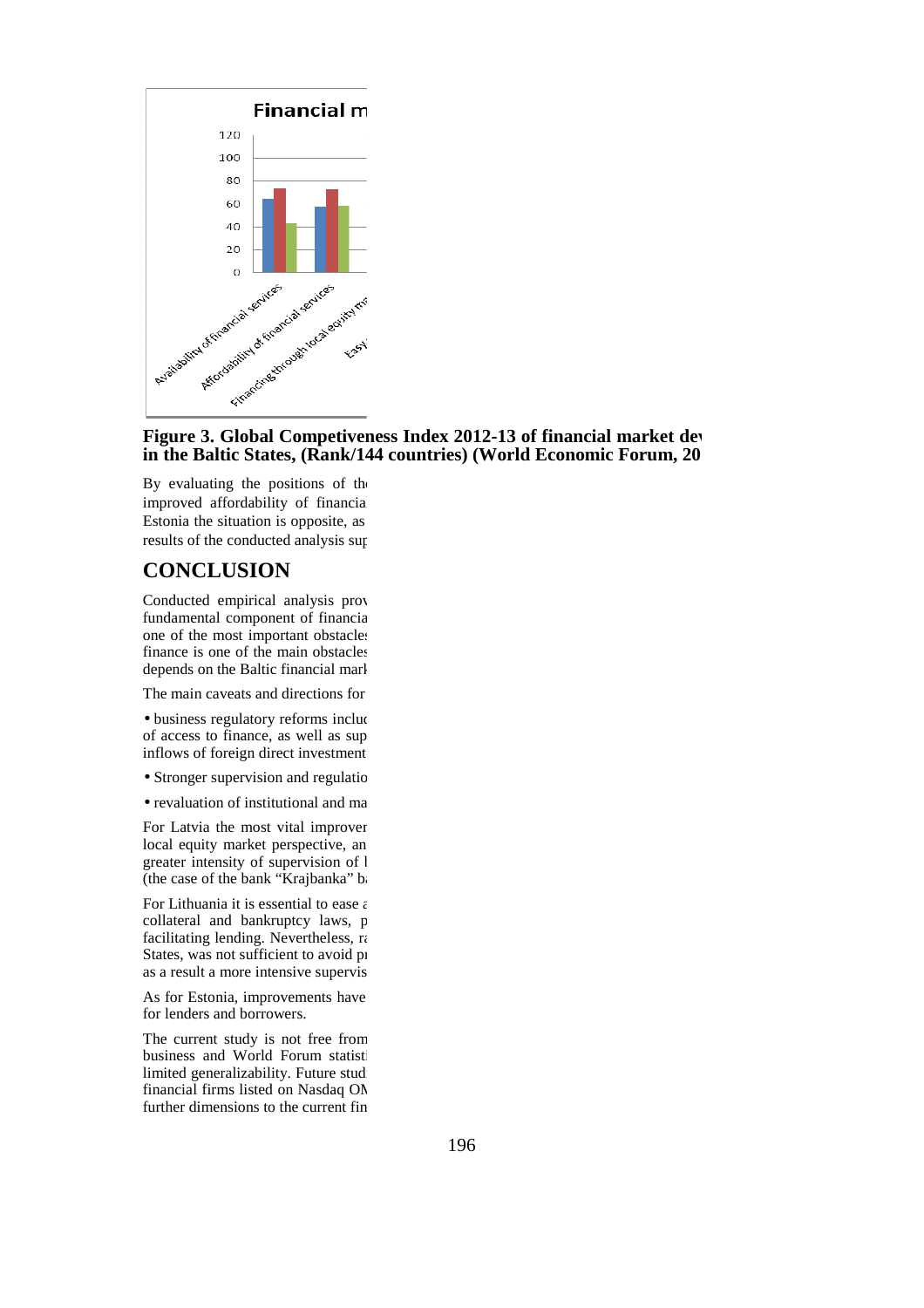Financial m

120
100
80
60
40
20
0

Availability of financial services
Affordability of financial services
Financing through local equity m
Easy

**Figure 3. Global Competiveness Index 2012-13 of financial market dev in the Baltic States, (Rank/144 countries) (World Economic Forum, 20**

By evaluating the positions of th improved affordability of financia Estonia the situation is opposite, as results of the conducted analysis sup

## CONCLUSION

Conducted empirical analysis prov fundamental component of financia one of the most important obstacles finance is one of the main obstacles depends on the Baltic financial mark

The main caveats and directions for

- business regulatory reforms incluc of access to finance, as well as sup inflows of foreign direct investment
- Stronger supervision and regulatio
- revaluation of institutional and ma

For Latvia the most vital improver local equity market perspective, an greater intensity of supervision of l (the case of the bank "Krajbanka" ba

For Lithuania it is essential to ease a collateral and bankruptcy laws, p facilitating lending. Nevertheless, ra States, was not sufficient to avoid pr as a result a more intensive supervis

As for Estonia, improvements have for lenders and borrowers.

The current study is not free from business and World Forum statisti limited generalizability. Future stud financial firms listed on Nasdaq OM further dimensions to the current fin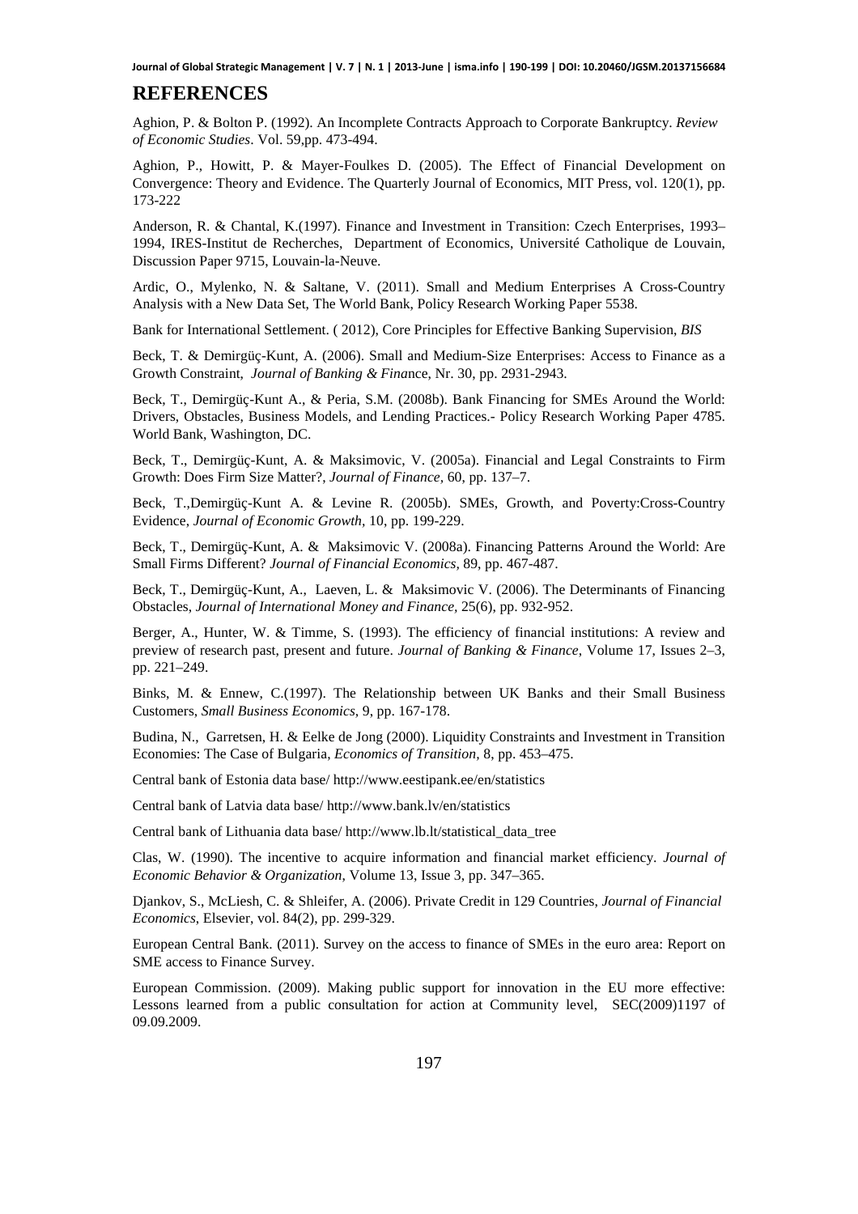## REFERENCES

Aghion, P. & Bolton P. (1992). An Incomplete Contracts Approach to Corporate Bankruptcy. *Review of Economic Studies*. Vol. 59,pp. 473-494.

Aghion, P., Howitt, P. & Mayer-Foulkes D. (2005). The Effect of Financial Development on Convergence: Theory and Evidence. The Quarterly Journal of Economics, MIT Press, vol. 120(1), pp. 173-222

Anderson, R. & Chantal, K.(1997). Finance and Investment in Transition: Czech Enterprises, 1993–1994, IRES-Institut de Recherches, Department of Economics, Université Catholique de Louvain, Discussion Paper 9715, Louvain-la-Neuve.

Ardic, O., Mylenko, N. & Saltane, V. (2011). Small and Medium Enterprises A Cross-Country Analysis with a New Data Set, The World Bank, Policy Research Working Paper 5538.

Bank for International Settlement. ( 2012), Core Principles for Effective Banking Supervision, *BIS*

Beck, T. & Demirgüç-Kunt, A. (2006). Small and Medium-Size Enterprises: Access to Finance as a Growth Constraint, *Journal of Banking & Fina*nce, Nr. 30, pp. 2931-2943.

Beck, T., Demirgüç-Kunt A., & Peria, S.M. (2008b). Bank Financing for SMEs Around the World: Drivers, Obstacles, Business Models, and Lending Practices.- Policy Research Working Paper 4785. World Bank, Washington, DC.

Beck, T., Demirgüç-Kunt, A. & Maksimovic, V. (2005a). Financial and Legal Constraints to Firm Growth: Does Firm Size Matter?, *Journal of Finance,* 60, pp. 137–7.

Beck, T.,Demirgüç-Kunt A. & Levine R. (2005b). SMEs, Growth, and Poverty:Cross-Country Evidence, *Journal of Economic Growth*, 10, pp. 199-229.

Beck, T., Demirgüç-Kunt, A. & Maksimovic V. (2008a). Financing Patterns Around the World: Are Small Firms Different? *Journal of Financial Economics,* 89, pp. 467-487.

Beck, T., Demirgüç-Kunt, A., Laeven, L. & Maksimovic V. (2006). The Determinants of Financing Obstacles, *Journal of International Money and Finance*, 25(6), pp. 932-952.

Berger, A., Hunter, W. & Timme, S. (1993). The efficiency of financial institutions: A review and preview of research past, present and future. *Journal of Banking & Finance*, Volume 17, Issues 2–3, pp. 221–249.

Binks, M. & Ennew, C.(1997). The Relationship between UK Banks and their Small Business Customers, *Small Business Economics,* 9, pp. 167-178.

Budina, N., Garretsen, H. & Eelke de Jong (2000). Liquidity Constraints and Investment in Transition Economies: The Case of Bulgaria, *Economics of Transition*, 8, pp. 453–475.

Central bank of Estonia data base/ http://www.eestipank.ee/en/statistics

Central bank of Latvia data base/ http://www.bank.lv/en/statistics

Central bank of Lithuania data base/ http://www.lb.lt/statistical_data_tree

Clas, W. (1990). The incentive to acquire information and financial market efficiency. *Journal of Economic Behavior & Organization*, Volume 13, Issue 3, pp. 347–365.

Djankov, S., McLiesh, C. & Shleifer, A. (2006). Private Credit in 129 Countries, *Journal of Financial Economics*, Elsevier, vol. 84(2), pp. 299-329.

European Central Bank. (2011). Survey on the access to finance of SMEs in the euro area: Report on SME access to Finance Survey.

European Commission. (2009). Making public support for innovation in the EU more effective: Lessons learned from a public consultation for action at Community level, SEC(2009)1197 of 09.09.2009.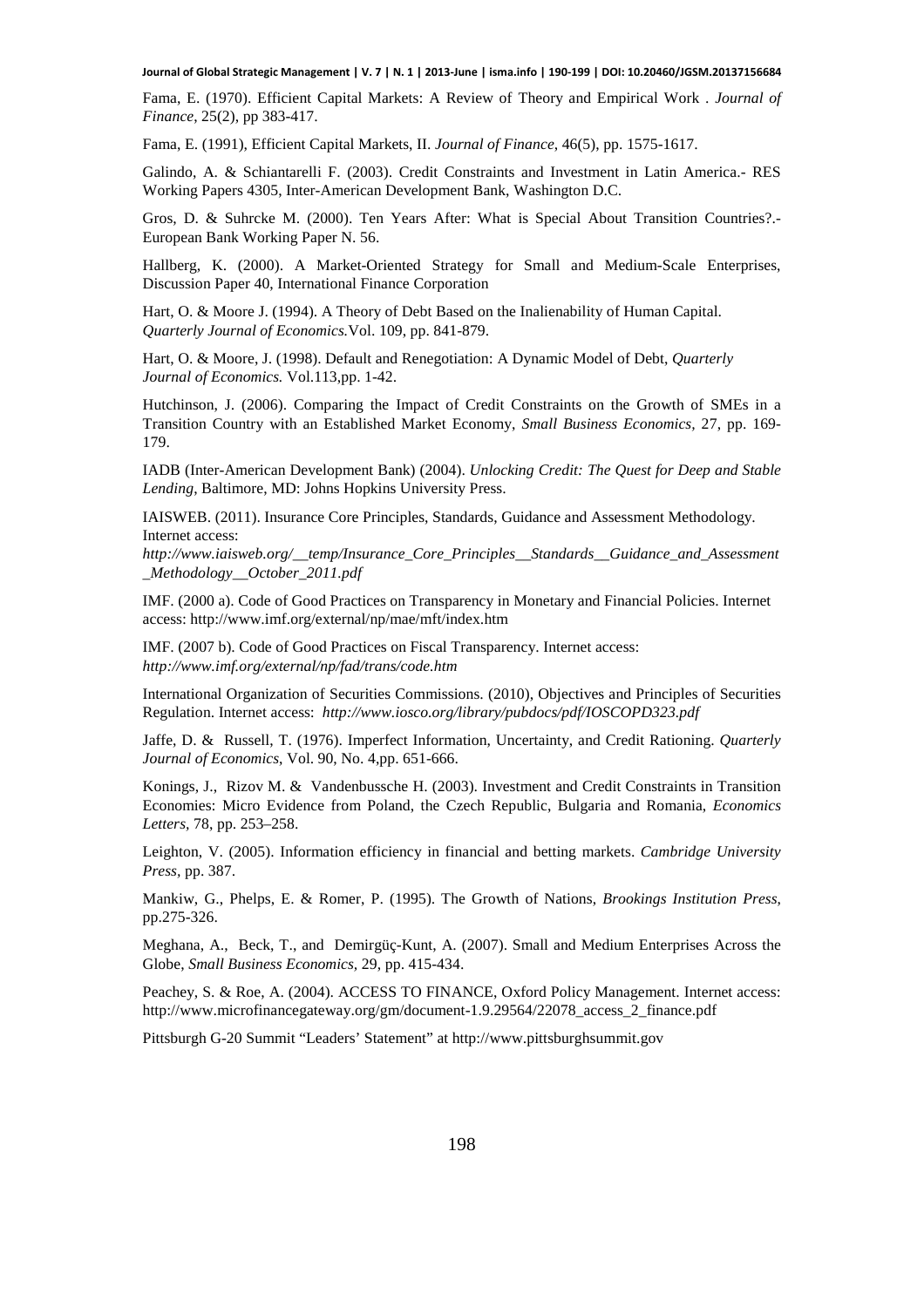Fama, E. (1970). Efficient Capital Markets: A Review of Theory and Empirical Work . *Journal of Finance*, 25(2), pp 383-417.

Fama, E. (1991), Efficient Capital Markets, II. *Journal of Finance*, 46(5), pp. 1575-1617.

Galindo, A. & Schiantarelli F. (2003). Credit Constraints and Investment in Latin America.- RES Working Papers 4305, Inter-American Development Bank, Washington D.C.

Gros, D. & Suhrcke M. (2000). Ten Years After: What is Special About Transition Countries?.- European Bank Working Paper N. 56.

Hallberg, K. (2000). A Market-Oriented Strategy for Small and Medium-Scale Enterprises, Discussion Paper 40, International Finance Corporation

Hart, O. & Moore J. (1994). A Theory of Debt Based on the Inalienability of Human Capital. *Quarterly Journal of Economics.*Vol. 109, pp. 841-879.

Hart, O. & Moore, J. (1998). Default and Renegotiation: A Dynamic Model of Debt, *Quarterly Journal of Economics.* Vol.113,pp. 1-42.

Hutchinson, J. (2006). Comparing the Impact of Credit Constraints on the Growth of SMEs in a Transition Country with an Established Market Economy, *Small Business Economics*, 27, pp. 169-179.

IADB (Inter-American Development Bank) (2004). *Unlocking Credit: The Quest for Deep and Stable Lending*, Baltimore, MD: Johns Hopkins University Press.

IAISWEB. (2011). Insurance Core Principles, Standards, Guidance and Assessment Methodology. Internet access: *http://www.iaisweb.org/__temp/Insurance_Core_Principles__Standards__Guidance_and_Assessment_Methodology__October_2011.pdf*

IMF. (2000 a). Code of Good Practices on Transparency in Monetary and Financial Policies. Internet access: http://www.imf.org/external/np/mae/mft/index.htm

IMF. (2007 b). Code of Good Practices on Fiscal Transparency. Internet access: *http://www.imf.org/external/np/fad/trans/code.htm*

International Organization of Securities Commissions. (2010), Objectives and Principles of Securities Regulation. Internet access: *http://www.iosco.org/library/pubdocs/pdf/IOSCOPD323.pdf*

Jaffe, D. & Russell, T. (1976). Imperfect Information, Uncertainty, and Credit Rationing. *Quarterly Journal of Economics*, Vol. 90, No. 4,pp. 651-666.

Konings, J., Rizov M. & Vandenbussche H. (2003). Investment and Credit Constraints in Transition Economies: Micro Evidence from Poland, the Czech Republic, Bulgaria and Romania, *Economics Letters*, 78, pp. 253–258.

Leighton, V. (2005). Information efficiency in financial and betting markets. *Cambridge University Press*, pp. 387.

Mankiw, G., Phelps, E. & Romer, P. (1995). The Growth of Nations, *Brookings Institution Press*, pp.275-326.

Meghana, A., Beck, T., and Demirgüç-Kunt, A. (2007). Small and Medium Enterprises Across the Globe, *Small Business Economics*, 29, pp. 415-434.

Peachey, S. & Roe, A. (2004). ACCESS TO FINANCE, Oxford Policy Management. Internet access: http://www.microfinancegateway.org/gm/document-1.9.29564/22078_access_2_finance.pdf

Pittsburgh G-20 Summit "Leaders' Statement" at http://www.pittsburghsummit.gov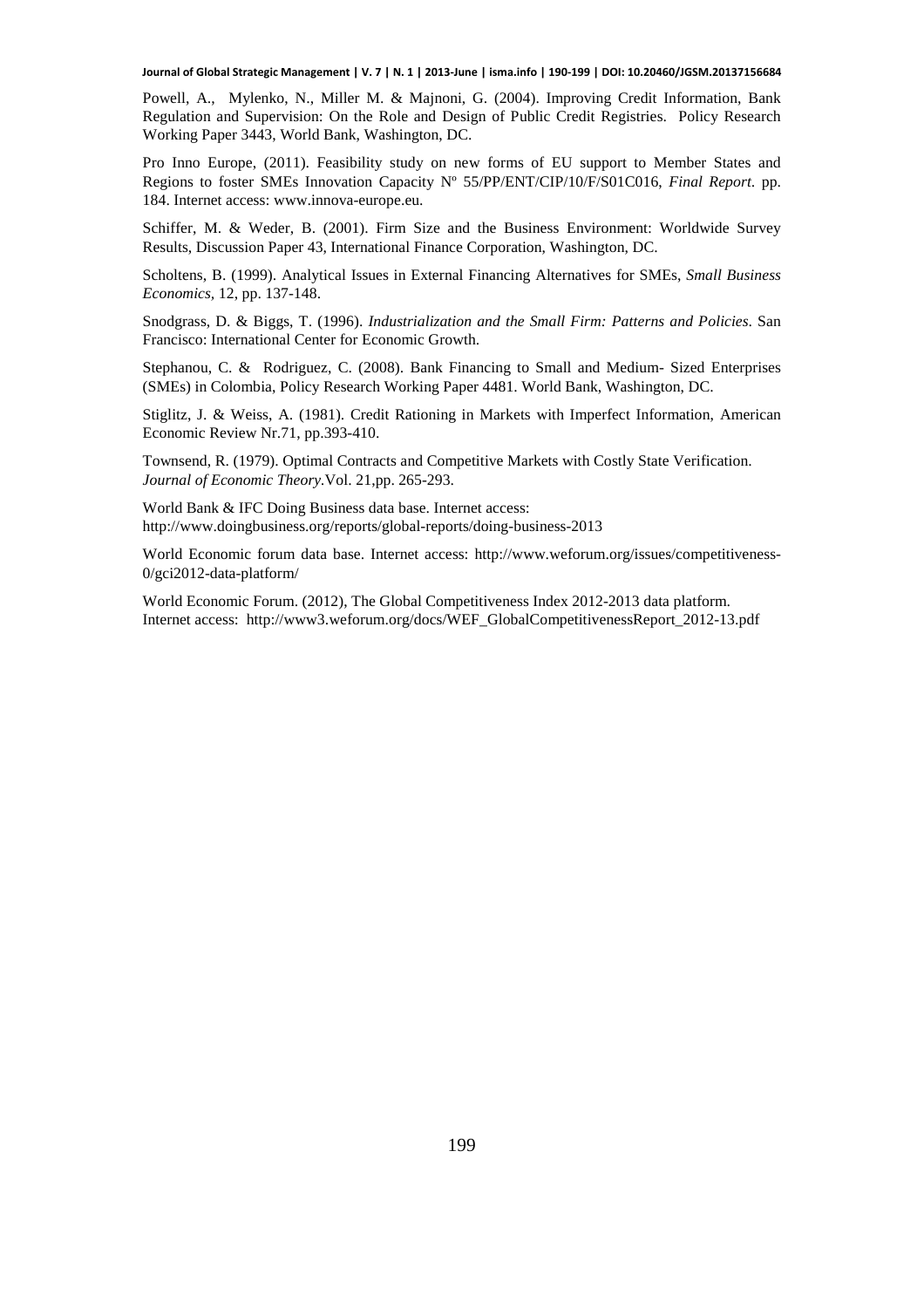Powell, A., Mylenko, N., Miller M. & Majnoni, G. (2004). Improving Credit Information, Bank Regulation and Supervision: On the Role and Design of Public Credit Registries. Policy Research Working Paper 3443, World Bank, Washington, DC.

Pro Inno Europe, (2011). Feasibility study on new forms of EU support to Member States and Regions to foster SMEs Innovation Capacity Nº 55/PP/ENT/CIP/10/F/S01C016, *Final Report*. pp. 184. Internet access: www.innova-europe.eu.

Schiffer, M. & Weder, B. (2001). Firm Size and the Business Environment: Worldwide Survey Results, Discussion Paper 43, International Finance Corporation, Washington, DC.

Scholtens, B. (1999). Analytical Issues in External Financing Alternatives for SMEs, *Small Business Economics,* 12, pp. 137-148.

Snodgrass, D. & Biggs, T. (1996). *Industrialization and the Small Firm: Patterns and Policies.* San Francisco: International Center for Economic Growth.

Stephanou, C. & Rodriguez, C. (2008). Bank Financing to Small and Medium- Sized Enterprises (SMEs) in Colombia, Policy Research Working Paper 4481. World Bank, Washington, DC.

Stiglitz, J. & Weiss, A. (1981). Credit Rationing in Markets with Imperfect Information, American Economic Review Nr.71, pp.393-410.

Townsend, R. (1979). Optimal Contracts and Competitive Markets with Costly State Verification. *Journal of Economic Theory.*Vol. 21,pp. 265-293.

World Bank & IFC Doing Business data base. Internet access: http://www.doingbusiness.org/reports/global-reports/doing-business-2013

World Economic forum data base. Internet access: http://www.weforum.org/issues/competitiveness-0/gci2012-data-platform/

World Economic Forum. (2012), The Global Competitiveness Index 2012-2013 data platform. Internet access: http://www3.weforum.org/docs/WEF_GlobalCompetitivenessReport_2012-13.pdf